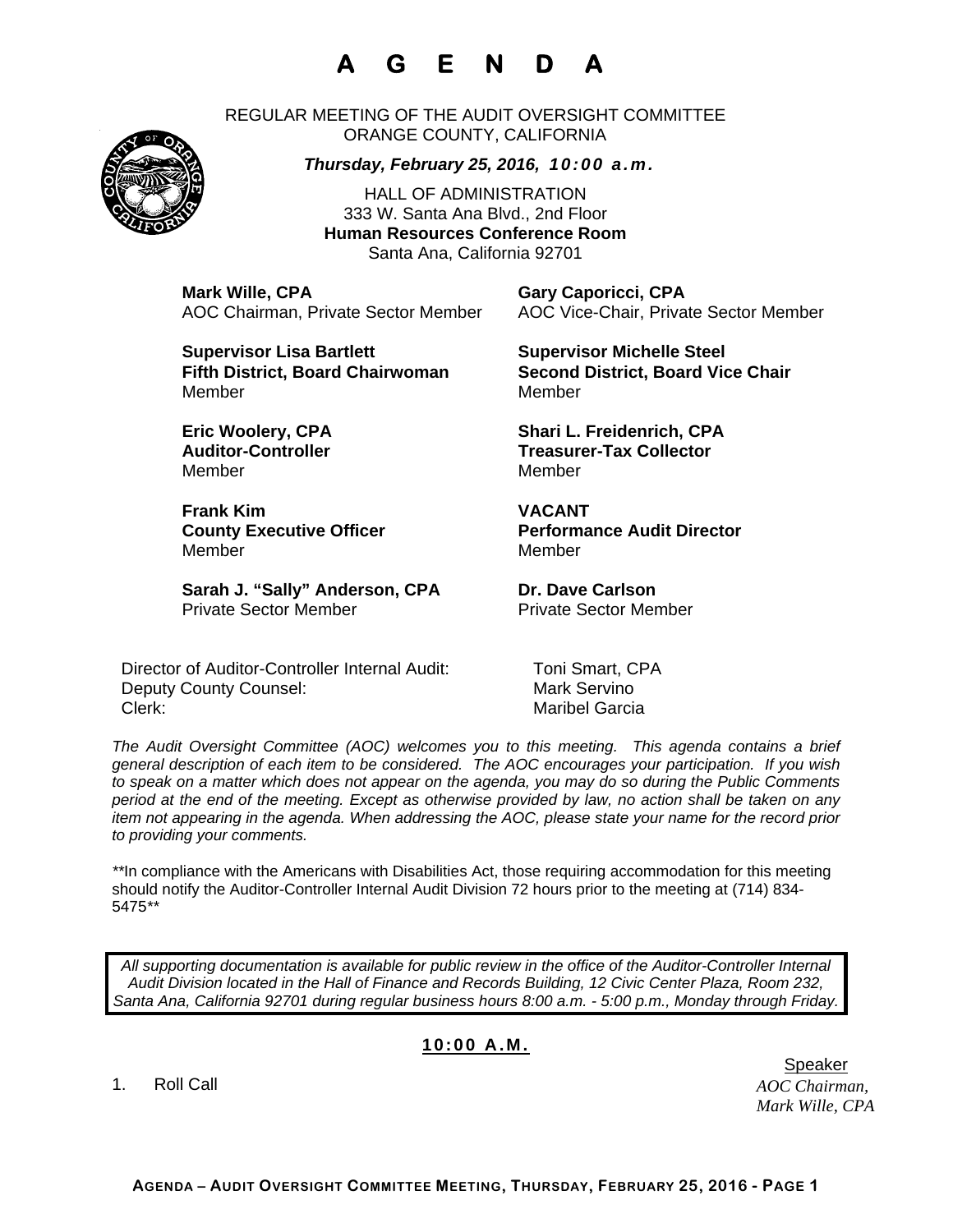# A G E N D A

REGULAR MEETING OF THE AUDIT OVERSIGHT COMMITTEE
ORANGE COUNTY, CALIFORNIA

***Thursday, February 25, 2016, 10:00 a.m.***

HALL OF ADMINISTRATION
333 W. Santa Ana Blvd., 2nd Floor
**Human Resources Conference Room**
Santa Ana, California 92701

**Mark Wille, CPA**
AOC Chairman, Private Sector Member

**Gary Caporicci, CPA**
AOC Vice-Chair, Private Sector Member

**Supervisor Lisa Bartlett**
**Fifth District, Board Chairwoman**
Member

**Supervisor Michelle Steel**
**Second District, Board Vice Chair**
Member

**Eric Woolery, CPA**
**Auditor-Controller**
Member

**Shari L. Freidenrich, CPA**
**Treasurer-Tax Collector**
Member

**Frank Kim**
**County Executive Officer**
Member

**VACANT**
**Performance Audit Director**
Member

**Sarah J. "Sally" Anderson, CPA**
Private Sector Member

**Dr. Dave Carlson**
Private Sector Member

Director of Auditor-Controller Internal Audit: Toni Smart, CPA
Deputy County Counsel: Mark Servino
Clerk: Maribel Garcia

*The Audit Oversight Committee (AOC) welcomes you to this meeting. This agenda contains a brief general description of each item to be considered. The AOC encourages your participation. If you wish to speak on a matter which does not appear on the agenda, you may do so during the Public Comments period at the end of the meeting. Except as otherwise provided by law, no action shall be taken on any item not appearing in the agenda. When addressing the AOC, please state your name for the record prior to providing your comments.*

**In compliance with the Americans with Disabilities Act, those requiring accommodation for this meeting should notify the Auditor-Controller Internal Audit Division 72 hours prior to the meeting at (714) 834-5475**

*All supporting documentation is available for public review in the office of the Auditor-Controller Internal Audit Division located in the Hall of Finance and Records Building, 12 Civic Center Plaza, Room 232, Santa Ana, California 92701 during regular business hours 8:00 a.m. - 5:00 p.m., Monday through Friday.*

## 10:00 A.M.

| | Speaker |
|---|---|
| 1. Roll Call | *AOC Chairman, Mark Wille, CPA* |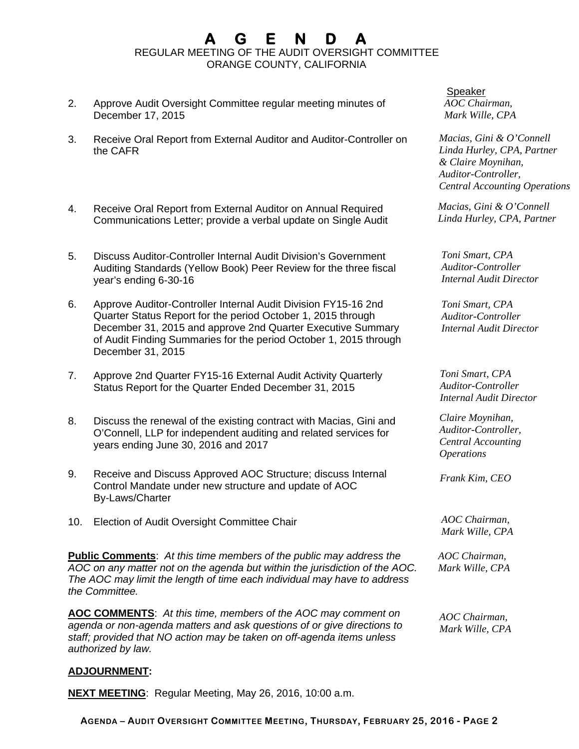# A G E N D A

REGULAR MEETING OF THE AUDIT OVERSIGHT COMMITTEE
ORANGE COUNTY, CALIFORNIA

| | | Speaker |
|---|---|---|
| 2. | Approve Audit Oversight Committee regular meeting minutes of December 17, 2015 | *AOC Chairman, Mark Wille, CPA* |
| 3. | Receive Oral Report from External Auditor and Auditor-Controller on the CAFR | *Macias, Gini & O'Connell Linda Hurley, CPA, Partner & Claire Moynihan, Auditor-Controller, Central Accounting Operations* |
| 4. | Receive Oral Report from External Auditor on Annual Required Communications Letter; provide a verbal update on Single Audit | *Macias, Gini & O'Connell Linda Hurley, CPA, Partner* |
| 5. | Discuss Auditor-Controller Internal Audit Division's Government Auditing Standards (Yellow Book) Peer Review for the three fiscal year's ending 6-30-16 | *Toni Smart, CPA Auditor-Controller Internal Audit Director* |
| 6. | Approve Auditor-Controller Internal Audit Division FY15-16 2nd Quarter Status Report for the period October 1, 2015 through December 31, 2015 and approve 2nd Quarter Executive Summary of Audit Finding Summaries for the period October 1, 2015 through December 31, 2015 | *Toni Smart, CPA Auditor-Controller Internal Audit Director* |
| 7. | Approve 2nd Quarter FY15-16 External Audit Activity Quarterly Status Report for the Quarter Ended December 31, 2015 | *Toni Smart, CPA Auditor-Controller Internal Audit Director* |
| 8. | Discuss the renewal of the existing contract with Macias, Gini and O'Connell, LLP for independent auditing and related services for years ending June 30, 2016 and 2017 | *Claire Moynihan, Auditor-Controller, Central Accounting Operations* |
| 9. | Receive and Discuss Approved AOC Structure; discuss Internal Control Mandate under new structure and update of AOC By-Laws/Charter | *Frank Kim, CEO* |
| 10. | Election of Audit Oversight Committee Chair | *AOC Chairman, Mark Wille, CPA* |

**Public Comments**: *At this time members of the public may address the AOC on any matter not on the agenda but within the jurisdiction of the AOC. The AOC may limit the length of time each individual may have to address the Committee.* — *AOC Chairman, Mark Wille, CPA*

**AOC COMMENTS**: *At this time, members of the AOC may comment on agenda or non-agenda matters and ask questions of or give directions to staff; provided that NO action may be taken on off-agenda items unless authorized by law.* — *AOC Chairman, Mark Wille, CPA*

**ADJOURNMENT:**

**NEXT MEETING**: Regular Meeting, May 26, 2016, 10:00 a.m.